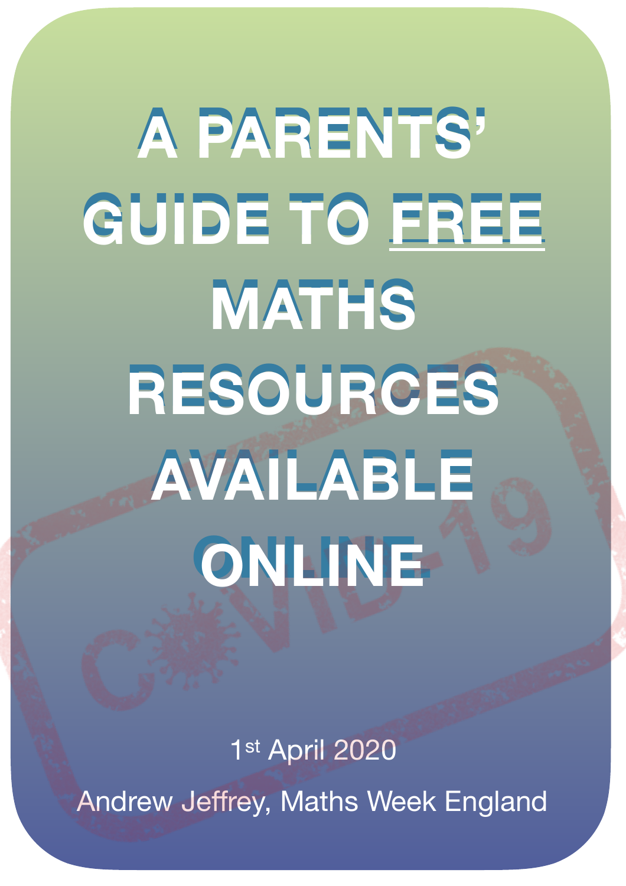# A PARENTS' GUIDE TO FREE MATHS RESOURCES AVAILABLE ONLINE

1st April 2020

Andrew Jeffrey, Maths Week England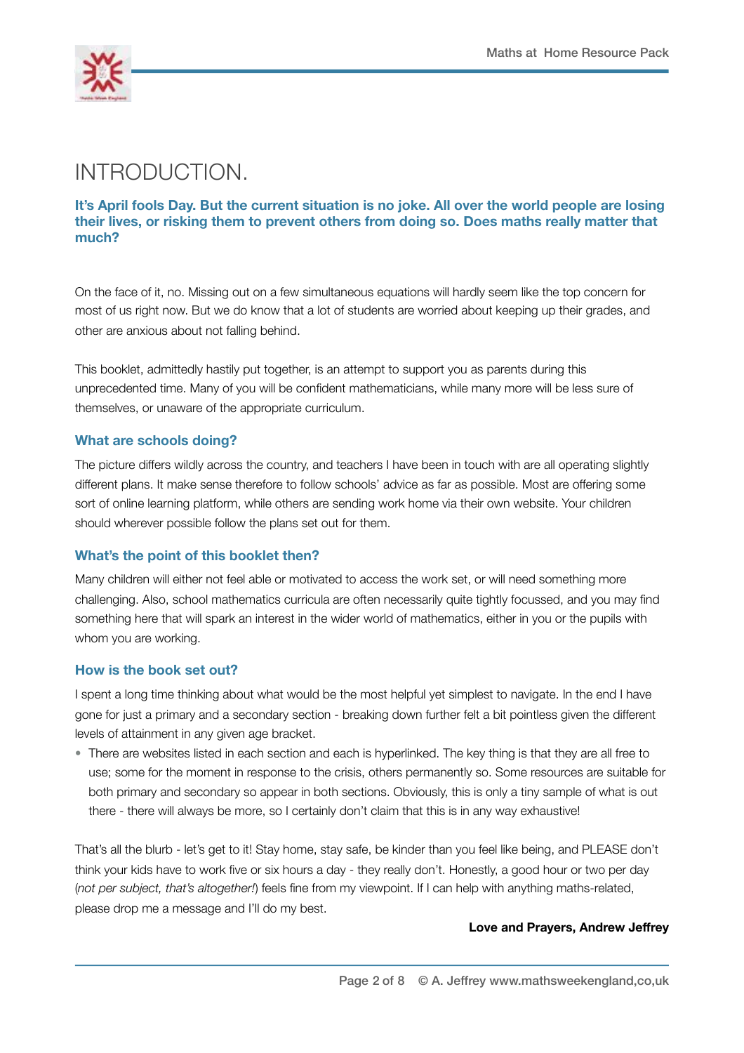# INTRODUCTION.

**It's April fools Day. But the current situation is no joke. All over the world people are losing their lives, or risking them to prevent others from doing so. Does maths really matter that much?**

On the face of it, no. Missing out on a few simultaneous equations will hardly seem like the top concern for most of us right now. But we do know that a lot of students are worried about keeping up their grades, and other are anxious about not falling behind.

This booklet, admittedly hastily put together, is an attempt to support you as parents during this unprecedented time. Many of you will be confident mathematicians, while many more will be less sure of themselves, or unaware of the appropriate curriculum.

### What are schools doing?

The picture differs wildly across the country, and teachers I have been in touch with are all operating slightly different plans. It make sense therefore to follow schools' advice as far as possible. Most are offering some sort of online learning platform, while others are sending work home via their own website. Your children should wherever possible follow the plans set out for them.

### What's the point of this booklet then?

Many children will either not feel able or motivated to access the work set, or will need something more challenging. Also, school mathematics curricula are often necessarily quite tightly focussed, and you may find something here that will spark an interest in the wider world of mathematics, either in you or the pupils with whom you are working.

### How is the book set out?

I spent a long time thinking about what would be the most helpful yet simplest to navigate. In the end I have gone for just a primary and a secondary section - breaking down further felt a bit pointless given the different levels of attainment in any given age bracket.

- There are websites listed in each section and each is hyperlinked. The key thing is that they are all free to use; some for the moment in response to the crisis, others permanently so. Some resources are suitable for both primary and secondary so appear in both sections. Obviously, this is only a tiny sample of what is out there - there will always be more, so I certainly don't claim that this is in any way exhaustive!

That's all the blurb - let's get to it! Stay home, stay safe, be kinder than you feel like being, and PLEASE don't think your kids have to work five or six hours a day - they really don't. Honestly, a good hour or two per day (*not per subject, that's altogether!*) feels fine from my viewpoint. If I can help with anything maths-related, please drop me a message and I'll do my best.

**Love and Prayers, Andrew Jeffrey**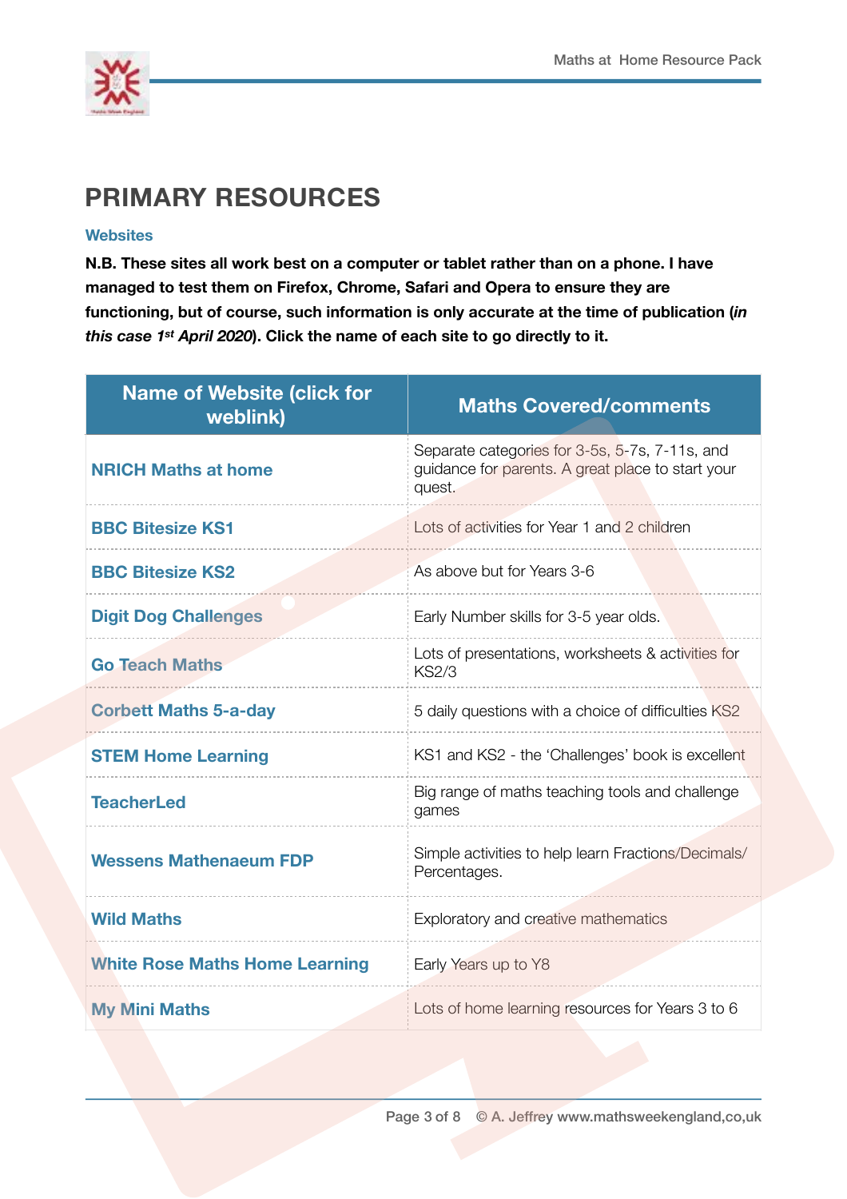# PRIMARY RESOURCES

### Websites

**N.B. These sites all work best on a computer or tablet rather than on a phone. I have managed to test them on Firefox, Chrome, Safari and Opera to ensure they are functioning, but of course, such information is only accurate at the time of publication (*in this case 1st April 2020*). Click the name of each site to go directly to it.**

| Name of Website (click for weblink) | Maths Covered/comments |
|---|---|
| **NRICH Maths at home** | Separate categories for 3-5s, 5-7s, 7-11s, and guidance for parents. A great place to start your quest. |
| **BBC Bitesize KS1** | Lots of activities for Year 1 and 2 children |
| **BBC Bitesize KS2** | As above but for Years 3-6 |
| **Digit Dog Challenges** | Early Number skills for 3-5 year olds. |
| **Go Teach Maths** | Lots of presentations, worksheets & activities for KS2/3 |
| **Corbett Maths 5-a-day** | 5 daily questions with a choice of difficulties KS2 |
| **STEM Home Learning** | KS1 and KS2 - the 'Challenges' book is excellent |
| **TeacherLed** | Big range of maths teaching tools and challenge games |
| **Wessens Mathenaeum FDP** | Simple activities to help learn Fractions/Decimals/ Percentages. |
| **Wild Maths** | Exploratory and creative mathematics |
| **White Rose Maths Home Learning** | Early Years up to Y8 |
| **My Mini Maths** | Lots of home learning resources for Years 3 to 6 |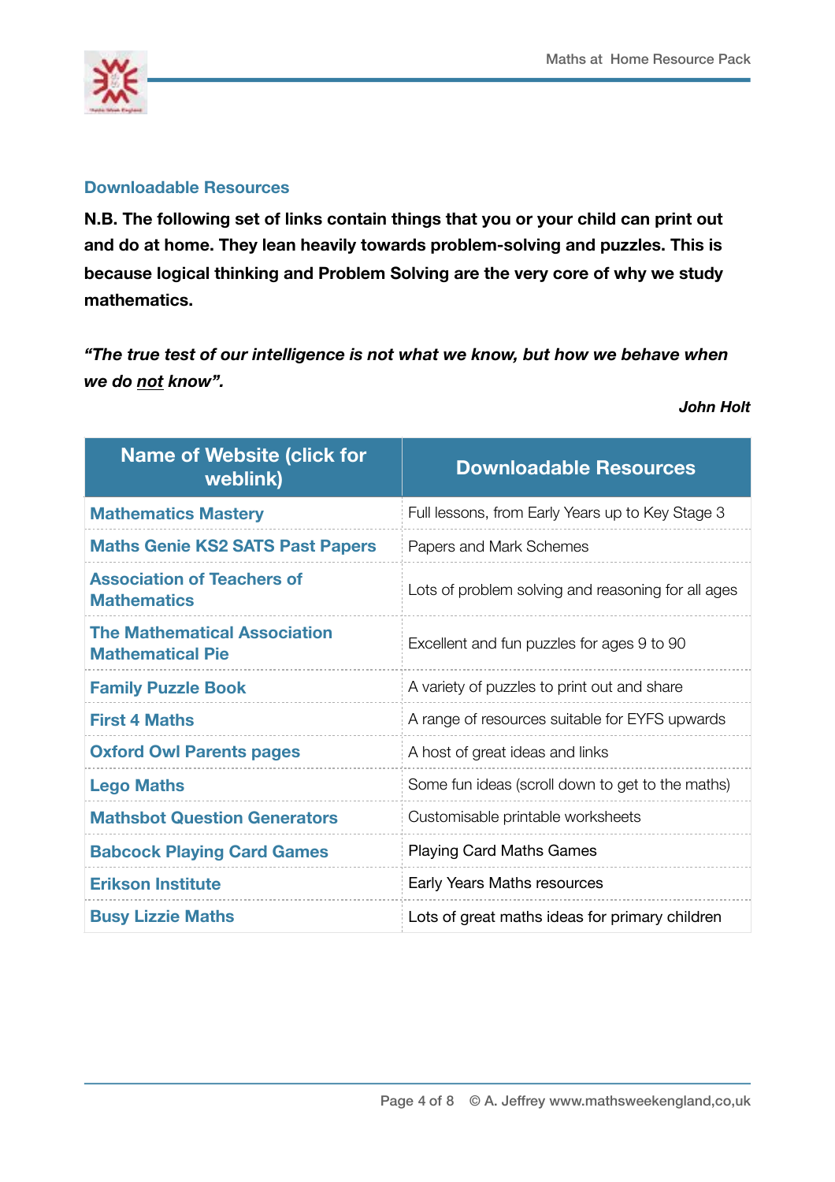## Downloadable Resources

**N.B. The following set of links contain things that you or your child can print out and do at home. They lean heavily towards problem-solving and puzzles. This is because logical thinking and Problem Solving are the very core of why we study mathematics.**

***"The true test of our intelligence is not what we know, but how we behave when we do not know".***

***John Holt***

| Name of Website (click for weblink) | Downloadable Resources |
|---|---|
| **Mathematics Mastery** | Full lessons, from Early Years up to Key Stage 3 |
| **Maths Genie KS2 SATS Past Papers** | Papers and Mark Schemes |
| **Association of Teachers of Mathematics** | Lots of problem solving and reasoning for all ages |
| **The Mathematical Association Mathematical Pie** | Excellent and fun puzzles for ages 9 to 90 |
| **Family Puzzle Book** | A variety of puzzles to print out and share |
| **First 4 Maths** | A range of resources suitable for EYFS upwards |
| **Oxford Owl Parents pages** | A host of great ideas and links |
| **Lego Maths** | Some fun ideas (scroll down to get to the maths) |
| **Mathsbot Question Generators** | Customisable printable worksheets |
| **Babcock Playing Card Games** | Playing Card Maths Games |
| **Erikson Institute** | Early Years Maths resources |
| **Busy Lizzie Maths** | Lots of great maths ideas for primary children |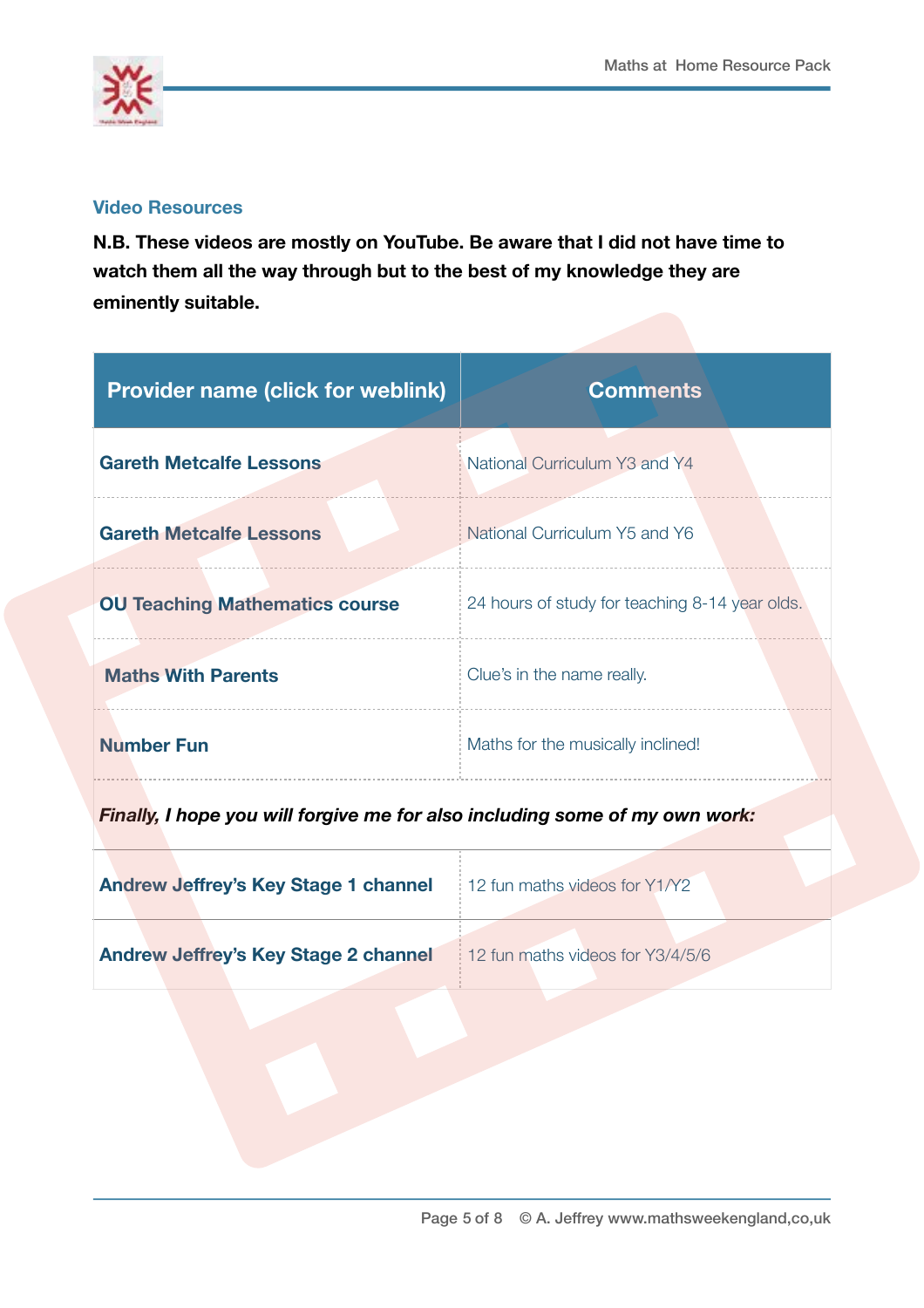## Video Resources

**N.B. These videos are mostly on YouTube. Be aware that I did not have time to watch them all the way through but to the best of my knowledge they are eminently suitable.**

| Provider name (click for weblink) | Comments |
| --- | --- |
| **Gareth Metcalfe Lessons** | National Curriculum Y3 and Y4 |
| **Gareth Metcalfe Lessons** | National Curriculum Y5 and Y6 |
| **OU Teaching Mathematics course** | 24 hours of study for teaching 8-14 year olds. |
| **Maths With Parents** | Clue's in the name really. |
| **Number Fun** | Maths for the musically inclined! |
| ***Finally, I hope you will forgive me for also including some of my own work:*** | |
| **Andrew Jeffrey's Key Stage 1 channel** | 12 fun maths videos for Y1/Y2 |
| **Andrew Jeffrey's Key Stage 2 channel** | 12 fun maths videos for Y3/4/5/6 |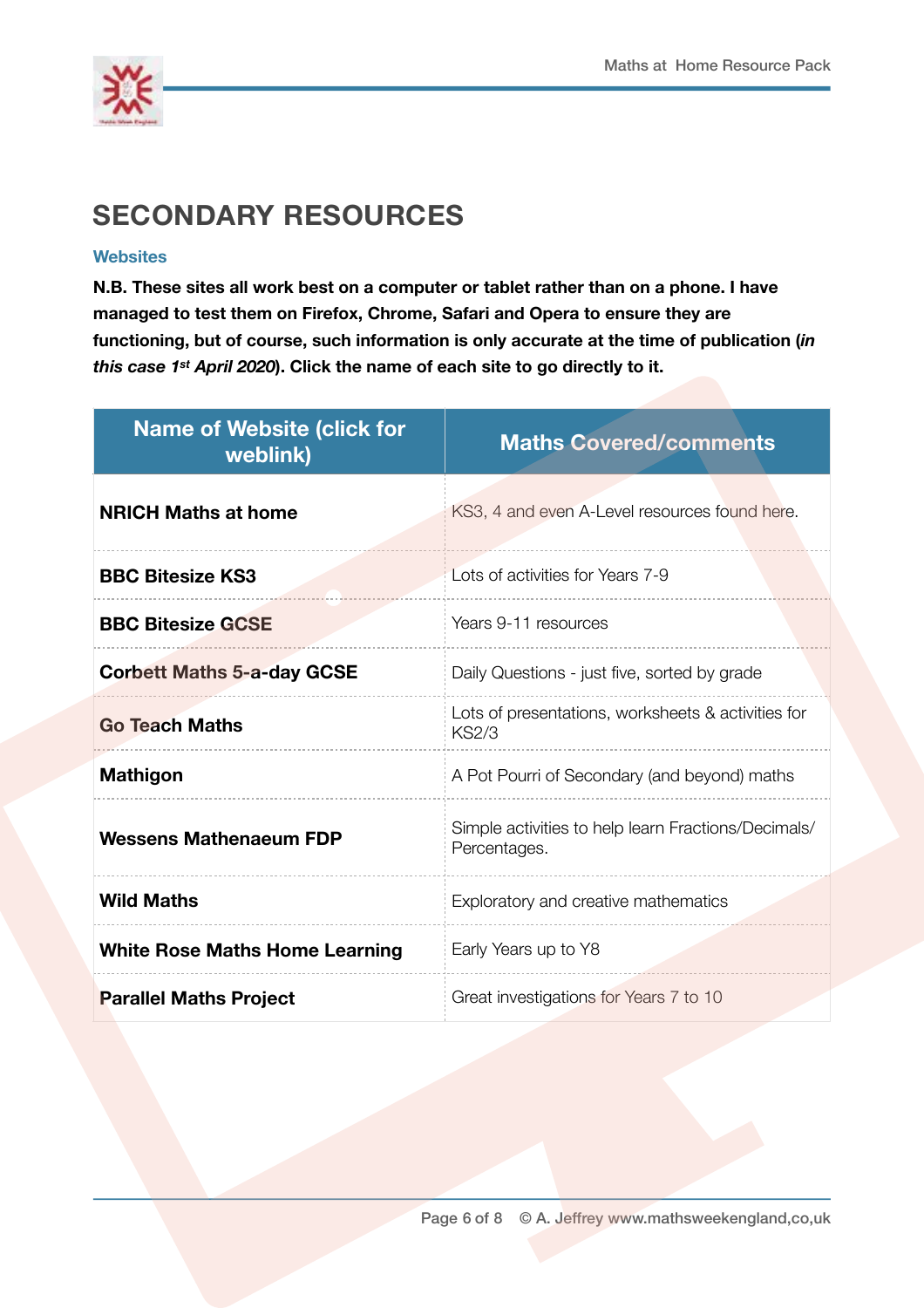# SECONDARY RESOURCES

### Websites

**N.B. These sites all work best on a computer or tablet rather than on a phone. I have managed to test them on Firefox, Chrome, Safari and Opera to ensure they are functioning, but of course, such information is only accurate at the time of publication (*in this case 1st April 2020*). Click the name of each site to go directly to it.**

| Name of Website (click for weblink) | Maths Covered/comments |
|---|---|
| **NRICH Maths at home** | KS3, 4 and even A-Level resources found here. |
| **BBC Bitesize KS3** | Lots of activities for Years 7-9 |
| **BBC Bitesize GCSE** | Years 9-11 resources |
| **Corbett Maths 5-a-day GCSE** | Daily Questions - just five, sorted by grade |
| **Go Teach Maths** | Lots of presentations, worksheets & activities for KS2/3 |
| **Mathigon** | A Pot Pourri of Secondary (and beyond) maths |
| **Wessens Mathenaeum FDP** | Simple activities to help learn Fractions/Decimals/Percentages. |
| **Wild Maths** | Exploratory and creative mathematics |
| **White Rose Maths Home Learning** | Early Years up to Y8 |
| **Parallel Maths Project** | Great investigations for Years 7 to 10 |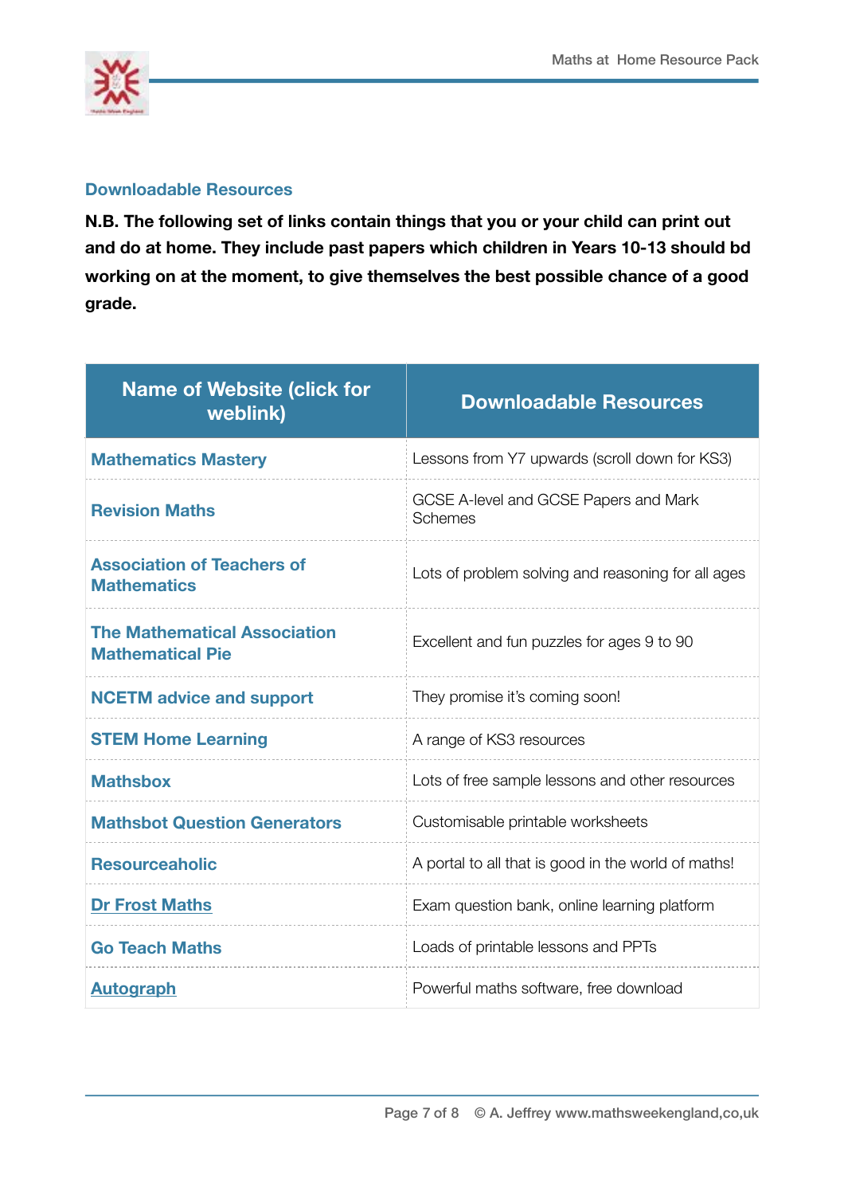## Downloadable Resources

**N.B. The following set of links contain things that you or your child can print out and do at home. They include past papers which children in Years 10-13 should bd working on at the moment, to give themselves the best possible chance of a good grade.**

| Name of Website (click for weblink) | Downloadable Resources |
|---|---|
| **Mathematics Mastery** | Lessons from Y7 upwards (scroll down for KS3) |
| **Revision Maths** | GCSE A-level and GCSE Papers and Mark Schemes |
| **Association of Teachers of Mathematics** | Lots of problem solving and reasoning for all ages |
| **The Mathematical Association Mathematical Pie** | Excellent and fun puzzles for ages 9 to 90 |
| **NCETM advice and support** | They promise it's coming soon! |
| **STEM Home Learning** | A range of KS3 resources |
| **Mathsbox** | Lots of free sample lessons and other resources |
| **Mathsbot Question Generators** | Customisable printable worksheets |
| **Resourceaholic** | A portal to all that is good in the world of maths! |
| **Dr Frost Maths** | Exam question bank, online learning platform |
| **Go Teach Maths** | Loads of printable lessons and PPTs |
| **Autograph** | Powerful maths software, free download |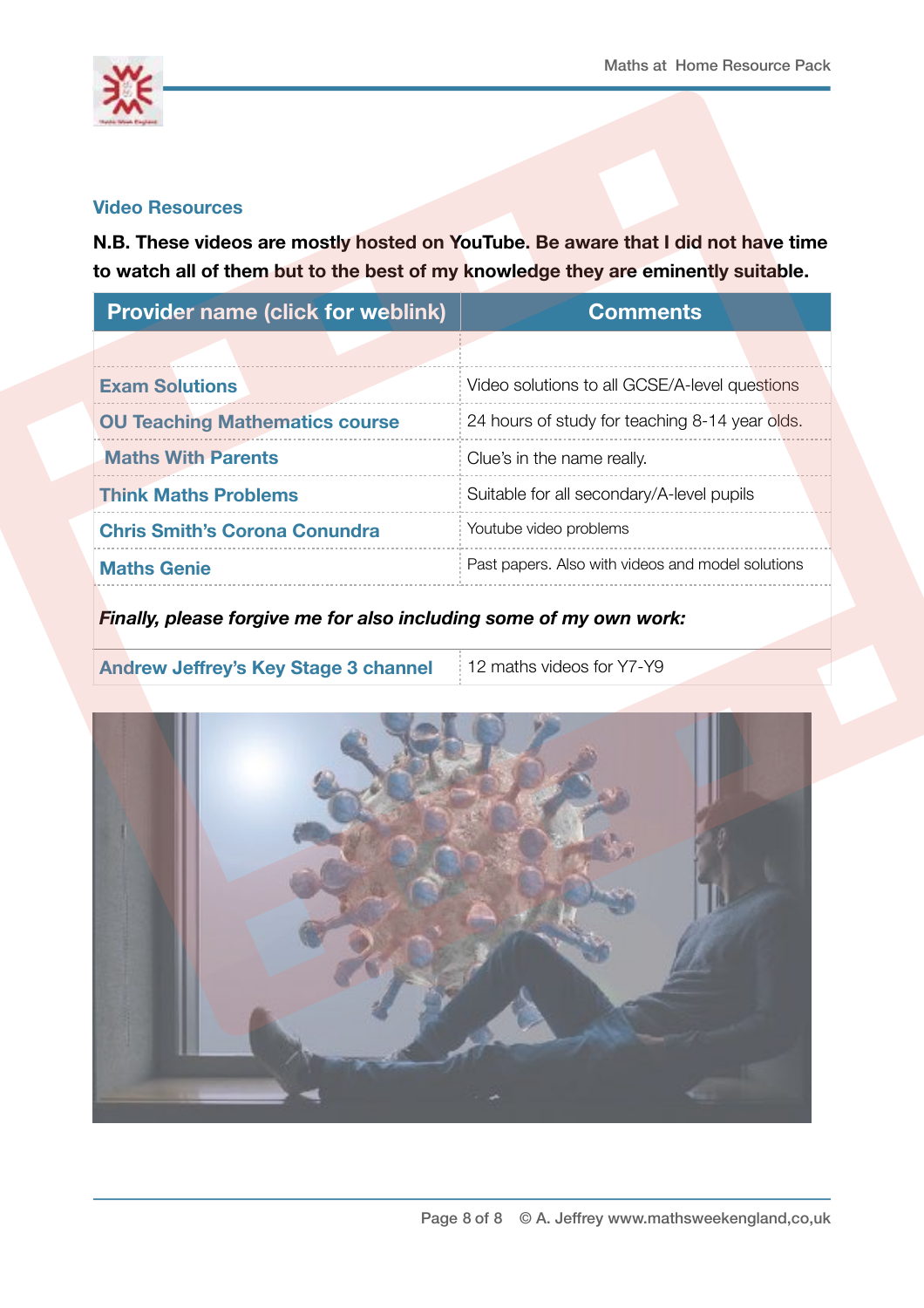## Video Resources

**N.B. These videos are mostly hosted on YouTube. Be aware that I did not have time to watch all of them but to the best of my knowledge they are eminently suitable.**

| Provider name (click for weblink) | Comments |
|---|---|
| | |
| **Exam Solutions** | Video solutions to all GCSE/A-level questions |
| **OU Teaching Mathematics course** | 24 hours of study for teaching 8-14 year olds. |
| **Maths With Parents** | Clue's in the name really. |
| **Think Maths Problems** | Suitable for all secondary/A-level pupils |
| **Chris Smith's Corona Conundra** | Youtube video problems |
| **Maths Genie** | Past papers. Also with videos and model solutions |

***Finally, please forgive me for also including some of my own work:***

| | |
|---|---|
| **Andrew Jeffrey's Key Stage 3 channel** | 12 maths videos for Y7-Y9 |